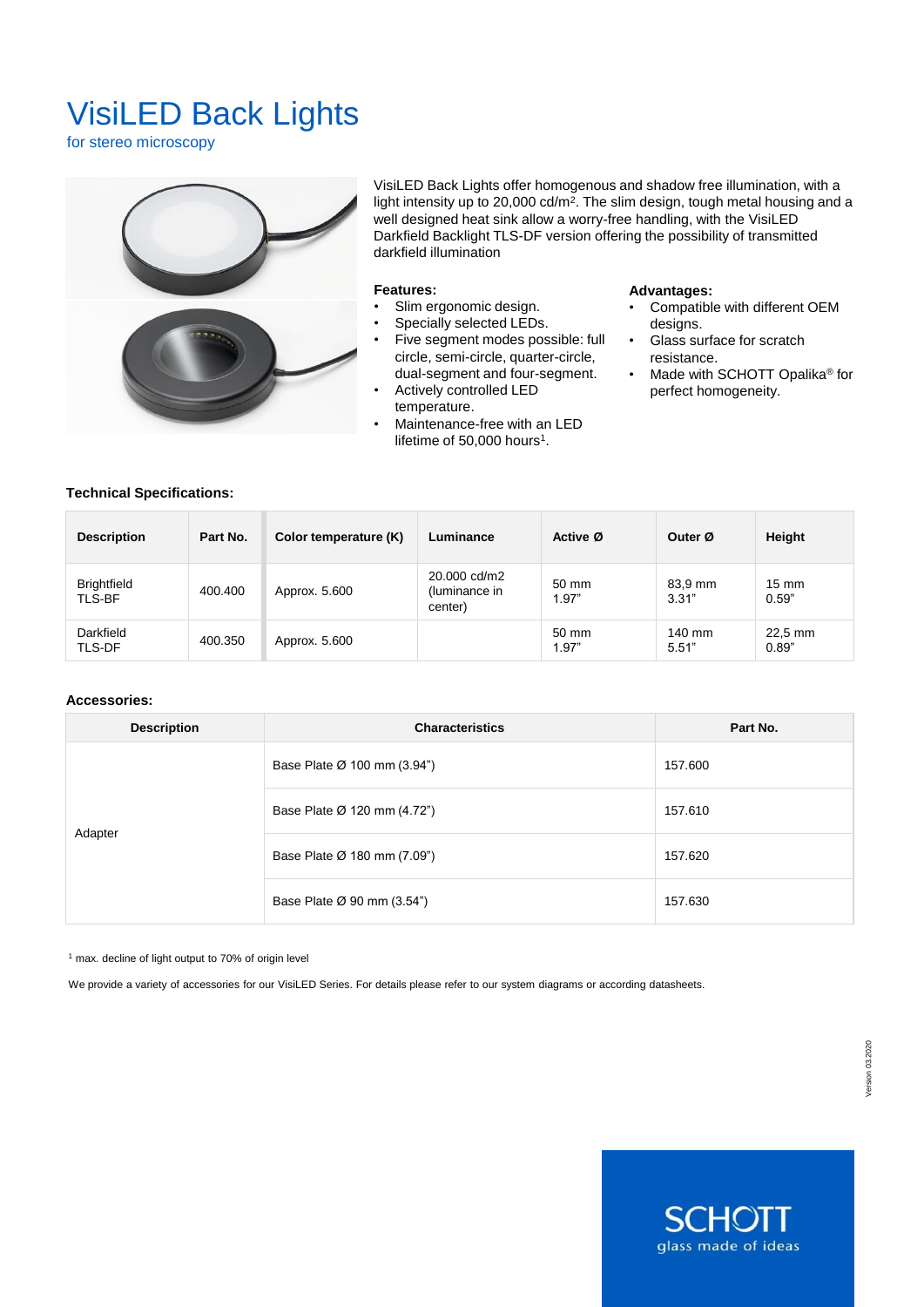# VisiLED Back Lights

for stereo microscopy

VisiLED Back Lights offer homogenous and shadow free illumination, with a light intensity up to 20,000 cd/m². The slim design, tough metal housing and a well designed heat sink allow a worry-free handling, with the VisiLED Darkfield Backlight TLS-DF version offering the possibility of transmitted darkfield illumination

**Features:**

- Slim ergonomic design.
- Specially selected LEDs.
- Five segment modes possible: full circle, semi-circle, quarter-circle, dual-segment and four-segment.
- Actively controlled LED temperature.
- Maintenance-free with an LED lifetime of 50,000 hours[1].

**Advantages:**

- Compatible with different OEM designs.
- Glass surface for scratch resistance.
- Made with SCHOTT Opalika® for perfect homogeneity.

### Technical Specifications:

| Description | Part No. | Color temperature (K) | Luminance | Active Ø | Outer Ø | Height |
|---|---|---|---|---|---|---|
| Brightfield TLS-BF | 400.400 | Approx. 5.600 | 20.000 cd/m2 (luminance in center) | 50 mm 1.97" | 83,9 mm 3.31" | 15 mm 0.59" |
| Darkfield TLS-DF | 400.350 | Approx. 5.600 | | 50 mm 1.97" | 140 mm 5.51" | 22,5 mm 0.89" |

### Accessories:

| Description | Characteristics | Part No. |
|---|---|---|
| Adapter | Base Plate Ø 100 mm (3.94") | 157.600 |
| | Base Plate Ø 120 mm (4.72") | 157.610 |
| | Base Plate Ø 180 mm (7.09") | 157.620 |
| | Base Plate Ø 90 mm (3.54") | 157.630 |

[1] max. decline of light output to 70% of origin level

We provide a variety of accessories for our VisiLED Series. For details please refer to our system diagrams or according datasheets.

Version 03.2020

SCHOTT
glass made of ideas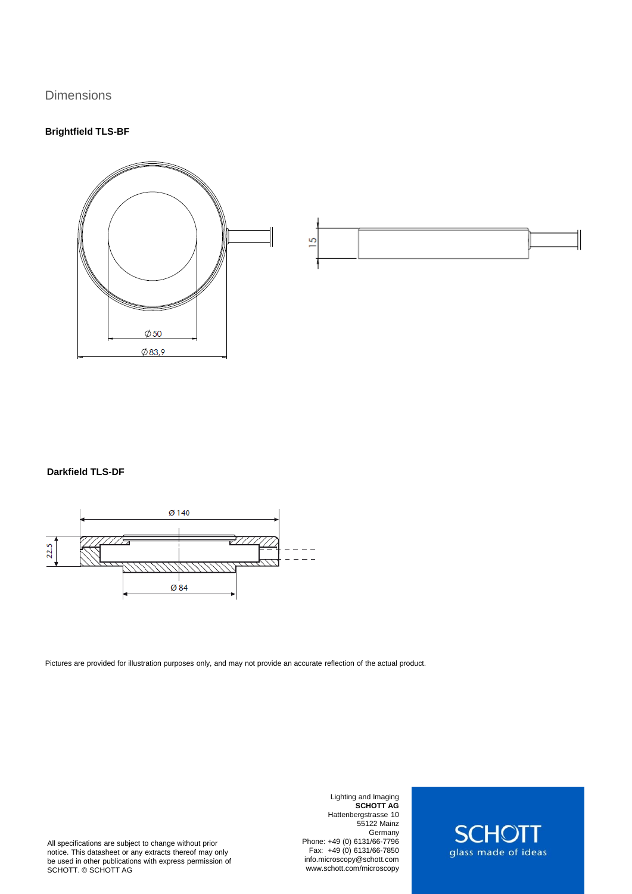## Dimensions

### Brightfield TLS-BF

Ø 50

Ø 83,9

15

### Darkfield TLS-DF

Ø 140

22.5

Ø 84

Pictures are provided for illustration purposes only, and may not provide an accurate reflection of the actual product.

All specifications are subject to change without prior notice. This datasheet or any extracts thereof may only be used in other publications with express permission of SCHOTT. © SCHOTT AG

Lighting and Imaging
**SCHOTT AG**
Hattenbergstrasse 10
55122 Mainz
Germany
Phone: +49 (0) 6131/66-7796
Fax: +49 (0) 6131/66-7850
info.microscopy@schott.com
www.schott.com/microscopy

SCHOTT
glass made of ideas